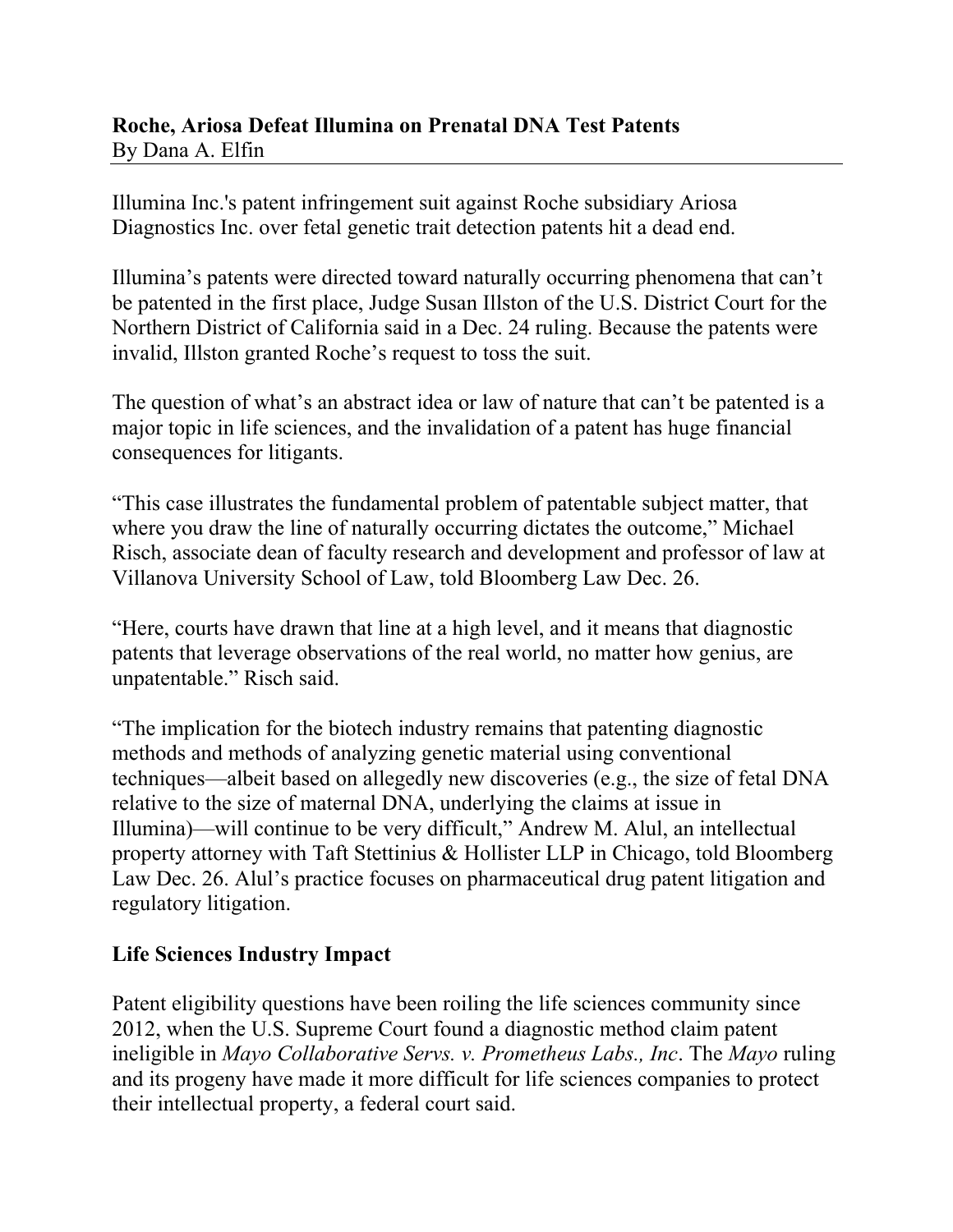**Roche, Ariosa Defeat Illumina on Prenatal DNA Test Patents**
By Dana A. Elfin

---

Illumina Inc.'s patent infringement suit against Roche subsidiary Ariosa Diagnostics Inc. over fetal genetic trait detection patents hit a dead end.

Illumina's patents were directed toward naturally occurring phenomena that can't be patented in the first place, Judge Susan Illston of the U.S. District Court for the Northern District of California said in a Dec. 24 ruling. Because the patents were invalid, Illston granted Roche's request to toss the suit.

The question of what's an abstract idea or law of nature that can't be patented is a major topic in life sciences, and the invalidation of a patent has huge financial consequences for litigants.

"This case illustrates the fundamental problem of patentable subject matter, that where you draw the line of naturally occurring dictates the outcome," Michael Risch, associate dean of faculty research and development and professor of law at Villanova University School of Law, told Bloomberg Law Dec. 26.

"Here, courts have drawn that line at a high level, and it means that diagnostic patents that leverage observations of the real world, no matter how genius, are unpatentable." Risch said.

"The implication for the biotech industry remains that patenting diagnostic methods and methods of analyzing genetic material using conventional techniques—albeit based on allegedly new discoveries (e.g., the size of fetal DNA relative to the size of maternal DNA, underlying the claims at issue in Illumina)—will continue to be very difficult," Andrew M. Alul, an intellectual property attorney with Taft Stettinius & Hollister LLP in Chicago, told Bloomberg Law Dec. 26. Alul's practice focuses on pharmaceutical drug patent litigation and regulatory litigation.

## Life Sciences Industry Impact

Patent eligibility questions have been roiling the life sciences community since 2012, when the U.S. Supreme Court found a diagnostic method claim patent ineligible in *Mayo Collaborative Servs. v. Prometheus Labs., Inc*. The *Mayo* ruling and its progeny have made it more difficult for life sciences companies to protect their intellectual property, a federal court said.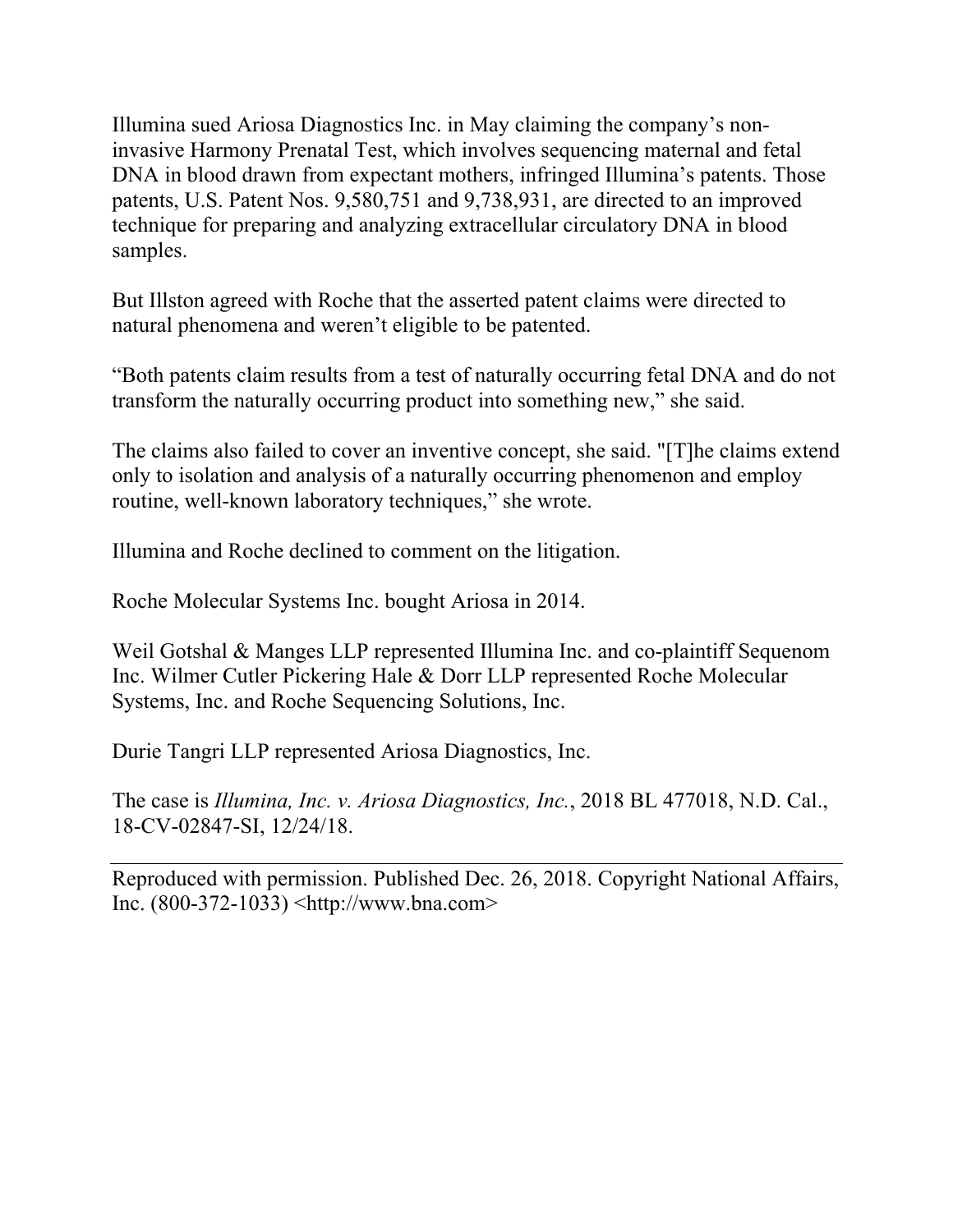Illumina sued Ariosa Diagnostics Inc. in May claiming the company's non-invasive Harmony Prenatal Test, which involves sequencing maternal and fetal DNA in blood drawn from expectant mothers, infringed Illumina's patents. Those patents, U.S. Patent Nos. 9,580,751 and 9,738,931, are directed to an improved technique for preparing and analyzing extracellular circulatory DNA in blood samples.

But Illston agreed with Roche that the asserted patent claims were directed to natural phenomena and weren't eligible to be patented.

"Both patents claim results from a test of naturally occurring fetal DNA and do not transform the naturally occurring product into something new," she said.

The claims also failed to cover an inventive concept, she said. "[T]he claims extend only to isolation and analysis of a naturally occurring phenomenon and employ routine, well-known laboratory techniques," she wrote.

Illumina and Roche declined to comment on the litigation.

Roche Molecular Systems Inc. bought Ariosa in 2014.

Weil Gotshal & Manges LLP represented Illumina Inc. and co-plaintiff Sequenom Inc. Wilmer Cutler Pickering Hale & Dorr LLP represented Roche Molecular Systems, Inc. and Roche Sequencing Solutions, Inc.

Durie Tangri LLP represented Ariosa Diagnostics, Inc.

The case is *Illumina, Inc. v. Ariosa Diagnostics, Inc.*, 2018 BL 477018, N.D. Cal., 18-CV-02847-SI, 12/24/18.

---

Reproduced with permission. Published Dec. 26, 2018. Copyright National Affairs, Inc. (800-372-1033) <http://www.bna.com>